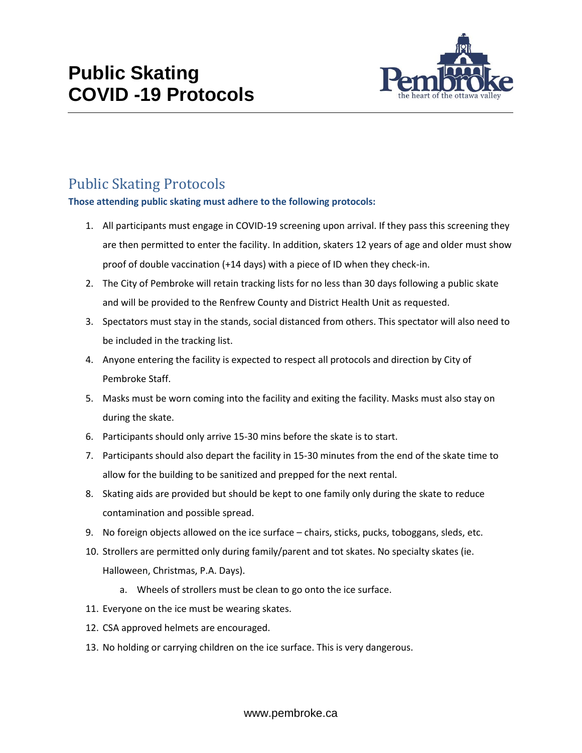# Public Skating COVID -19 Protocols

## Public Skating Protocols

**Those attending public skating must adhere to the following protocols:**

1. All participants must engage in COVID-19 screening upon arrival. If they pass this screening they are then permitted to enter the facility. In addition, skaters 12 years of age and older must show proof of double vaccination (+14 days) with a piece of ID when they check-in.
2. The City of Pembroke will retain tracking lists for no less than 30 days following a public skate and will be provided to the Renfrew County and District Health Unit as requested.
3. Spectators must stay in the stands, social distanced from others. This spectator will also need to be included in the tracking list.
4. Anyone entering the facility is expected to respect all protocols and direction by City of Pembroke Staff.
5. Masks must be worn coming into the facility and exiting the facility. Masks must also stay on during the skate.
6. Participants should only arrive 15-30 mins before the skate is to start.
7. Participants should also depart the facility in 15-30 minutes from the end of the skate time to allow for the building to be sanitized and prepped for the next rental.
8. Skating aids are provided but should be kept to one family only during the skate to reduce contamination and possible spread.
9. No foreign objects allowed on the ice surface – chairs, sticks, pucks, toboggans, sleds, etc.
10. Strollers are permitted only during family/parent and tot skates. No specialty skates (ie. Halloween, Christmas, P.A. Days).
    a. Wheels of strollers must be clean to go onto the ice surface.
11. Everyone on the ice must be wearing skates.
12. CSA approved helmets are encouraged.
13. No holding or carrying children on the ice surface. This is very dangerous.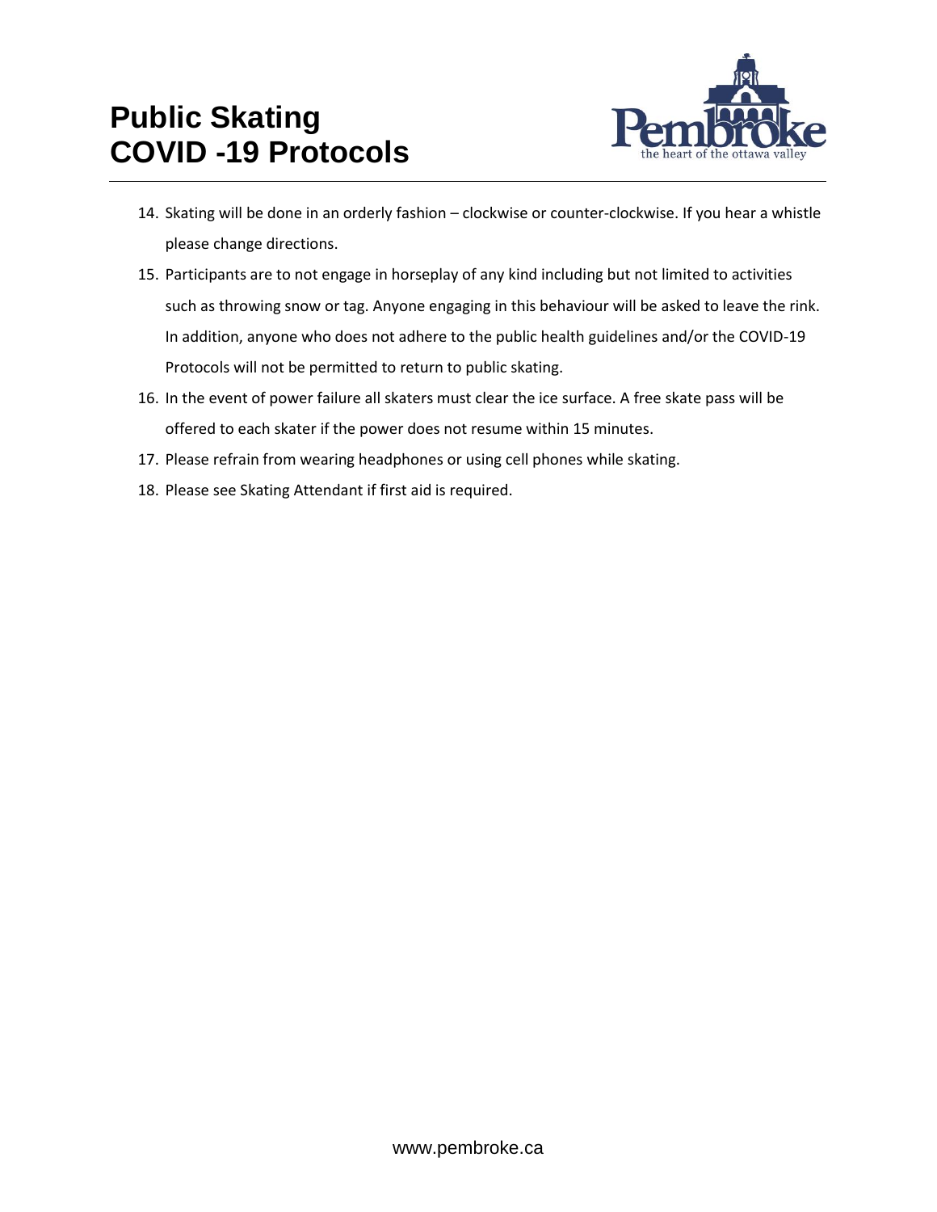# Public Skating COVID -19 Protocols

14. Skating will be done in an orderly fashion – clockwise or counter-clockwise. If you hear a whistle please change directions.
15. Participants are to not engage in horseplay of any kind including but not limited to activities such as throwing snow or tag. Anyone engaging in this behaviour will be asked to leave the rink. In addition, anyone who does not adhere to the public health guidelines and/or the COVID-19 Protocols will not be permitted to return to public skating.
16. In the event of power failure all skaters must clear the ice surface. A free skate pass will be offered to each skater if the power does not resume within 15 minutes.
17. Please refrain from wearing headphones or using cell phones while skating.
18. Please see Skating Attendant if first aid is required.